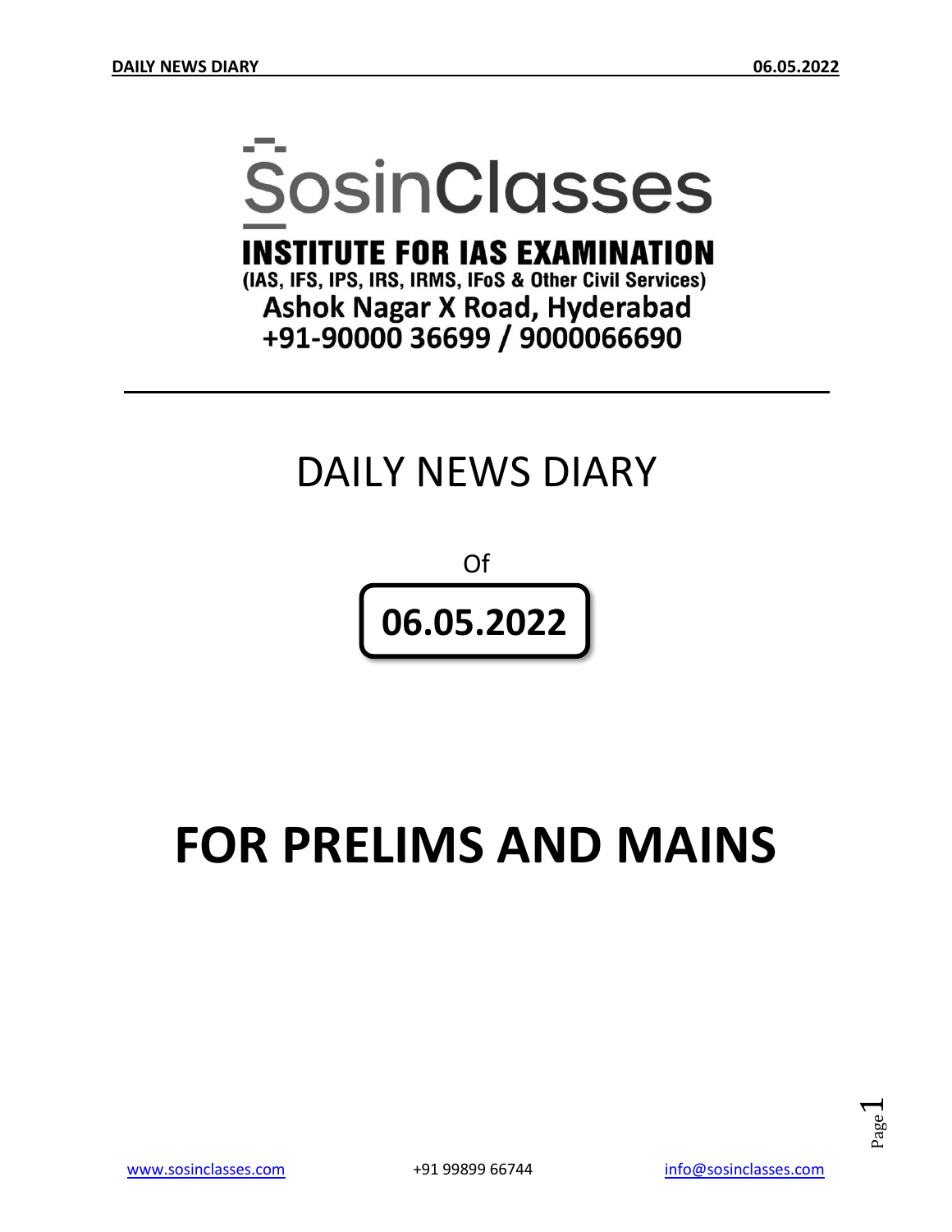# SosinClasses

**INSTITUTE FOR IAS EXAMINATION**

**(IAS, IFS, IPS, IRS, IRMS, IFoS & Other Civil Services)**

**Ashok Nagar X Road, Hyderabad**

**+91-90000 36699 / 9000066690**

---

# DAILY NEWS DIARY

Of

**06.05.2022**

# FOR PRELIMS AND MAINS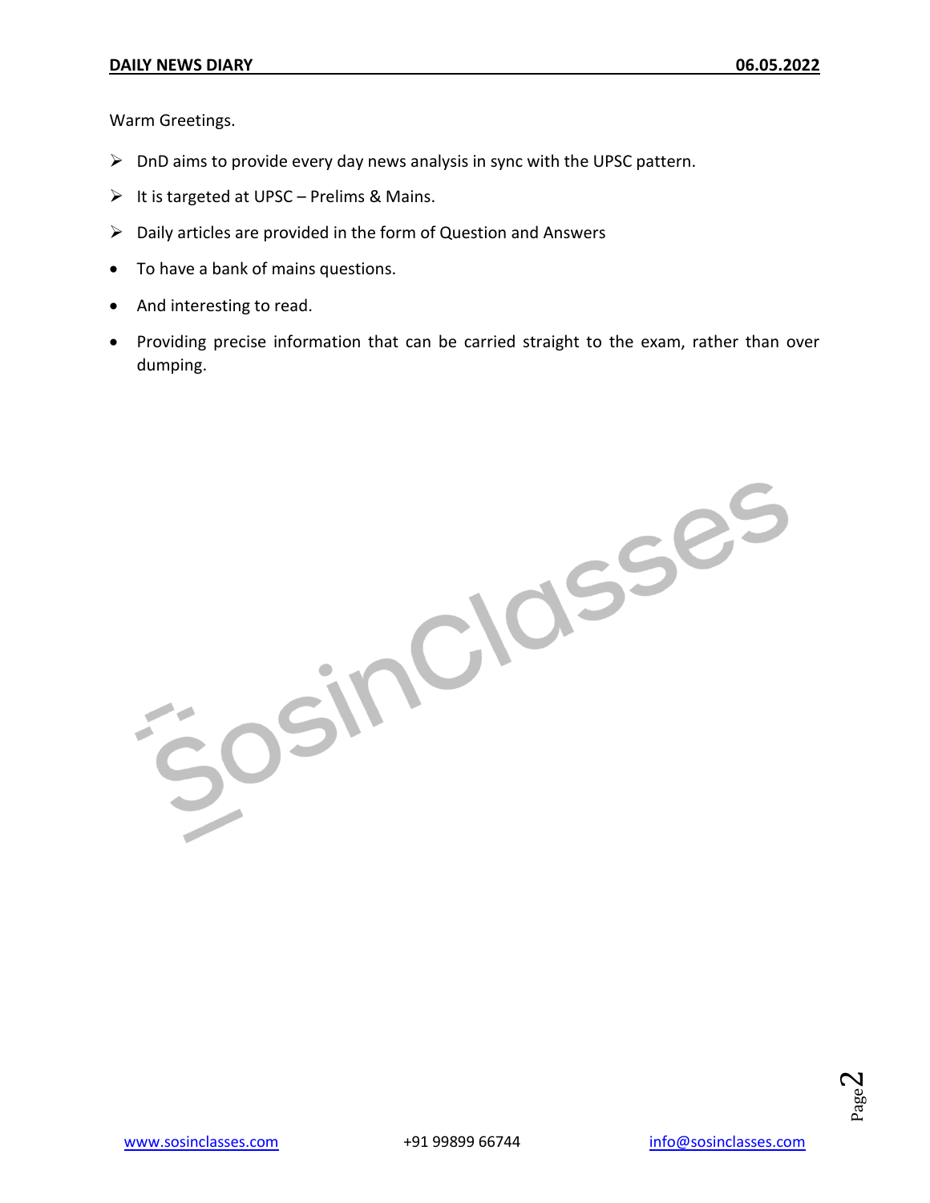Warm Greetings.

- DnD aims to provide every day news analysis in sync with the UPSC pattern.
- It is targeted at UPSC – Prelims & Mains.
- Daily articles are provided in the form of Question and Answers
- To have a bank of mains questions.
- And interesting to read.
- Providing precise information that can be carried straight to the exam, rather than over dumping.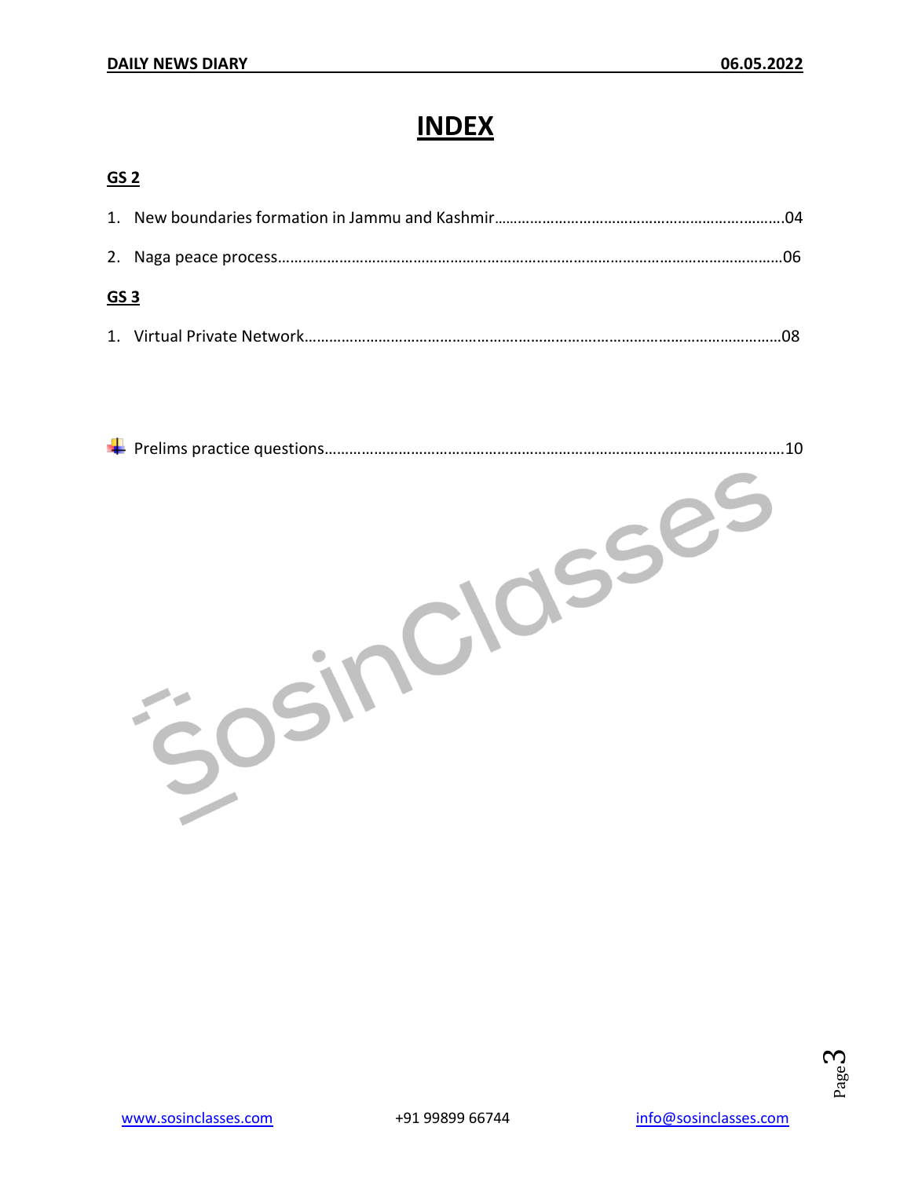# INDEX

## GS 2

1. New boundaries formation in Jammu and Kashmir……………………………………………………………..04
2. Naga peace process……………………………………………………………………………………………………06

## GS 3

1. Virtual Private Network………………………………………………………………………………………………08

- Prelims practice questions……………………………………………………………………………………………10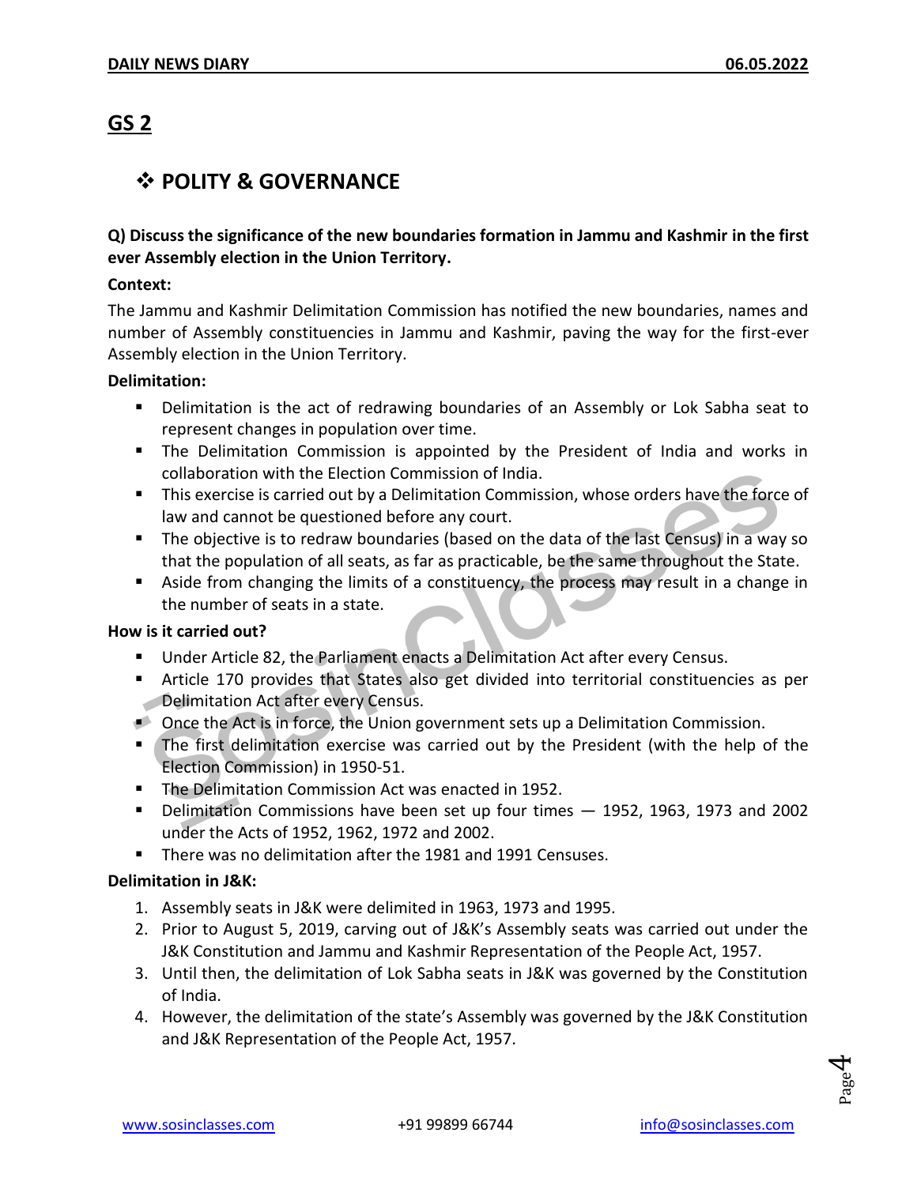## GS 2

### ❖ POLITY & GOVERNANCE

**Q) Discuss the significance of the new boundaries formation in Jammu and Kashmir in the first ever Assembly election in the Union Territory.**

**Context:**

The Jammu and Kashmir Delimitation Commission has notified the new boundaries, names and number of Assembly constituencies in Jammu and Kashmir, paving the way for the first-ever Assembly election in the Union Territory.

**Delimitation:**

- Delimitation is the act of redrawing boundaries of an Assembly or Lok Sabha seat to represent changes in population over time.
- The Delimitation Commission is appointed by the President of India and works in collaboration with the Election Commission of India.
- This exercise is carried out by a Delimitation Commission, whose orders have the force of law and cannot be questioned before any court.
- The objective is to redraw boundaries (based on the data of the last Census) in a way so that the population of all seats, as far as practicable, be the same throughout the State.
- Aside from changing the limits of a constituency, the process may result in a change in the number of seats in a state.

**How is it carried out?**

- Under Article 82, the Parliament enacts a Delimitation Act after every Census.
- Article 170 provides that States also get divided into territorial constituencies as per Delimitation Act after every Census.
- Once the Act is in force, the Union government sets up a Delimitation Commission.
- The first delimitation exercise was carried out by the President (with the help of the Election Commission) in 1950-51.
- The Delimitation Commission Act was enacted in 1952.
- Delimitation Commissions have been set up four times — 1952, 1963, 1973 and 2002 under the Acts of 1952, 1962, 1972 and 2002.
- There was no delimitation after the 1981 and 1991 Censuses.

**Delimitation in J&K:**

1. Assembly seats in J&K were delimited in 1963, 1973 and 1995.
2. Prior to August 5, 2019, carving out of J&K's Assembly seats was carried out under the J&K Constitution and Jammu and Kashmir Representation of the People Act, 1957.
3. Until then, the delimitation of Lok Sabha seats in J&K was governed by the Constitution of India.
4. However, the delimitation of the state's Assembly was governed by the J&K Constitution and J&K Representation of the People Act, 1957.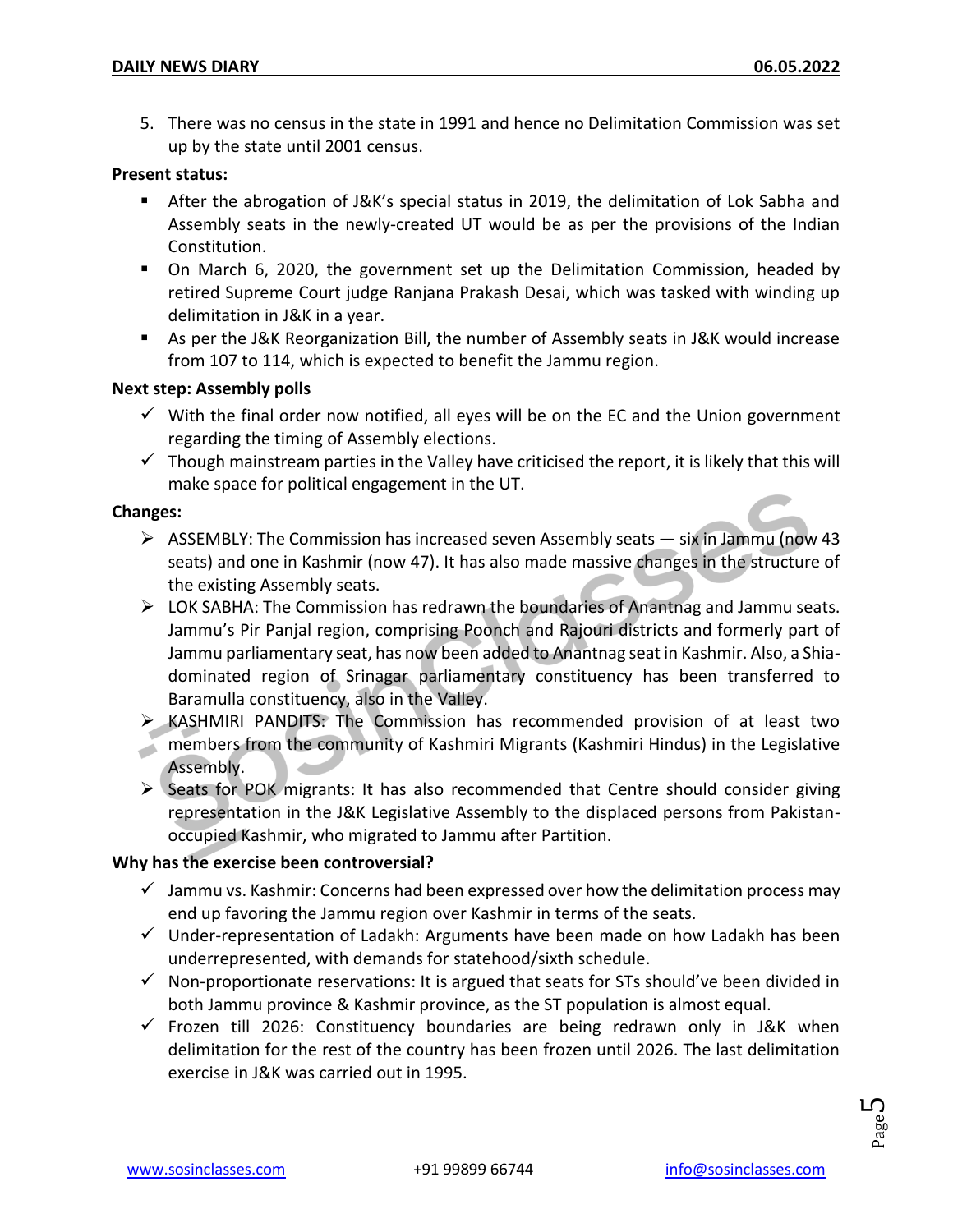5. There was no census in the state in 1991 and hence no Delimitation Commission was set up by the state until 2001 census.

**Present status:**

- After the abrogation of J&K's special status in 2019, the delimitation of Lok Sabha and Assembly seats in the newly-created UT would be as per the provisions of the Indian Constitution.
- On March 6, 2020, the government set up the Delimitation Commission, headed by retired Supreme Court judge Ranjana Prakash Desai, which was tasked with winding up delimitation in J&K in a year.
- As per the J&K Reorganization Bill, the number of Assembly seats in J&K would increase from 107 to 114, which is expected to benefit the Jammu region.

**Next step: Assembly polls**

- ✓ With the final order now notified, all eyes will be on the EC and the Union government regarding the timing of Assembly elections.
- ✓ Though mainstream parties in the Valley have criticised the report, it is likely that this will make space for political engagement in the UT.

**Changes:**

- ASSEMBLY: The Commission has increased seven Assembly seats — six in Jammu (now 43 seats) and one in Kashmir (now 47). It has also made massive changes in the structure of the existing Assembly seats.
- LOK SABHA: The Commission has redrawn the boundaries of Anantnag and Jammu seats. Jammu's Pir Panjal region, comprising Poonch and Rajouri districts and formerly part of Jammu parliamentary seat, has now been added to Anantnag seat in Kashmir. Also, a Shia-dominated region of Srinagar parliamentary constituency has been transferred to Baramulla constituency, also in the Valley.
- KASHMIRI PANDITS: The Commission has recommended provision of at least two members from the community of Kashmiri Migrants (Kashmiri Hindus) in the Legislative Assembly.
- Seats for POK migrants: It has also recommended that Centre should consider giving representation in the J&K Legislative Assembly to the displaced persons from Pakistan-occupied Kashmir, who migrated to Jammu after Partition.

**Why has the exercise been controversial?**

- ✓ Jammu vs. Kashmir: Concerns had been expressed over how the delimitation process may end up favoring the Jammu region over Kashmir in terms of the seats.
- ✓ Under-representation of Ladakh: Arguments have been made on how Ladakh has been underrepresented, with demands for statehood/sixth schedule.
- ✓ Non-proportionate reservations: It is argued that seats for STs should've been divided in both Jammu province & Kashmir province, as the ST population is almost equal.
- ✓ Frozen till 2026: Constituency boundaries are being redrawn only in J&K when delimitation for the rest of the country has been frozen until 2026. The last delimitation exercise in J&K was carried out in 1995.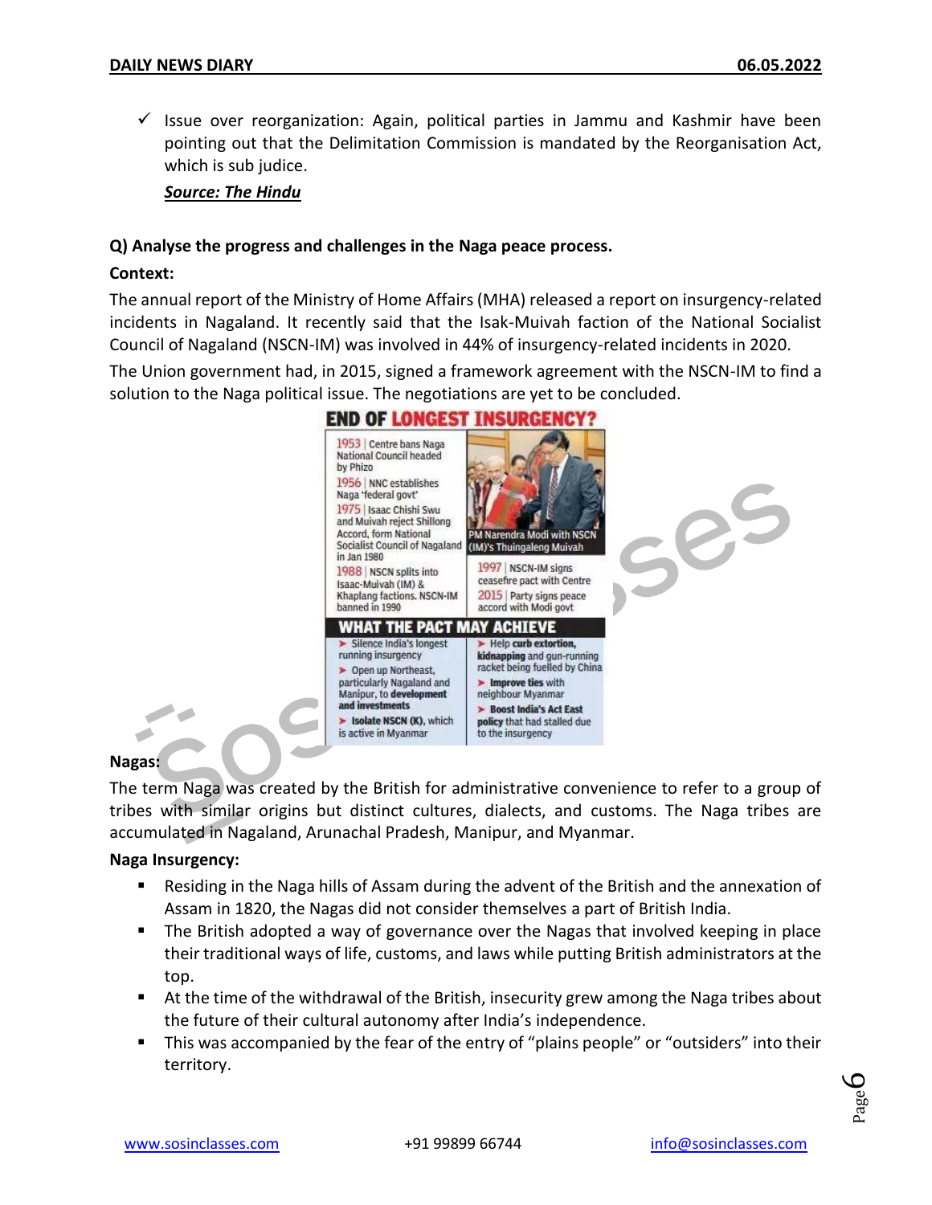- ✓ Issue over reorganization: Again, political parties in Jammu and Kashmir have been pointing out that the Delimitation Commission is mandated by the Reorganisation Act, which is sub judice.

  ***Source: The Hindu***

**Q) Analyse the progress and challenges in the Naga peace process.**

**Context:**

The annual report of the Ministry of Home Affairs (MHA) released a report on insurgency-related incidents in Nagaland. It recently said that the Isak-Muivah faction of the National Socialist Council of Nagaland (NSCN-IM) was involved in 44% of insurgency-related incidents in 2020.

The Union government had, in 2015, signed a framework agreement with the NSCN-IM to find a solution to the Naga political issue. The negotiations are yet to be concluded.

**END OF LONGEST INSURGENCY?**

- 1953 | Centre bans Naga National Council headed by Phizo
- 1956 | NNC establishes Naga 'federal govt'
- 1975 | Isaac Chishi Swu and Muivah reject Shillong Accord, form National Socialist Council of Nagaland in Jan 1980
- 1988 | NSCN splits into Isaac-Muivah (IM) & Khaplang factions. NSCN-IM banned in 1990
- 1997 | NSCN-IM signs ceasefire pact with Centre
- 2015 | Party signs peace accord with Modi govt

PM Narendra Modi with NSCN (IM)'s Thuingaleng Muivah

**WHAT THE PACT MAY ACHIEVE**

- Silence India's longest running insurgency
- Open up Northeast, particularly Nagaland and Manipur, to **development and investments**
- **Isolate NSCN (K)**, which is active in Myanmar
- Help **curb extortion, kidnapping** and gun-running racket being fuelled by China
- **Improve ties** with neighbour Myanmar
- **Boost India's Act East policy** that had stalled due to the insurgency

**Nagas:**

The term Naga was created by the British for administrative convenience to refer to a group of tribes with similar origins but distinct cultures, dialects, and customs. The Naga tribes are accumulated in Nagaland, Arunachal Pradesh, Manipur, and Myanmar.

**Naga Insurgency:**

- Residing in the Naga hills of Assam during the advent of the British and the annexation of Assam in 1820, the Nagas did not consider themselves a part of British India.
- The British adopted a way of governance over the Nagas that involved keeping in place their traditional ways of life, customs, and laws while putting British administrators at the top.
- At the time of the withdrawal of the British, insecurity grew among the Naga tribes about the future of their cultural autonomy after India's independence.
- This was accompanied by the fear of the entry of "plains people" or "outsiders" into their territory.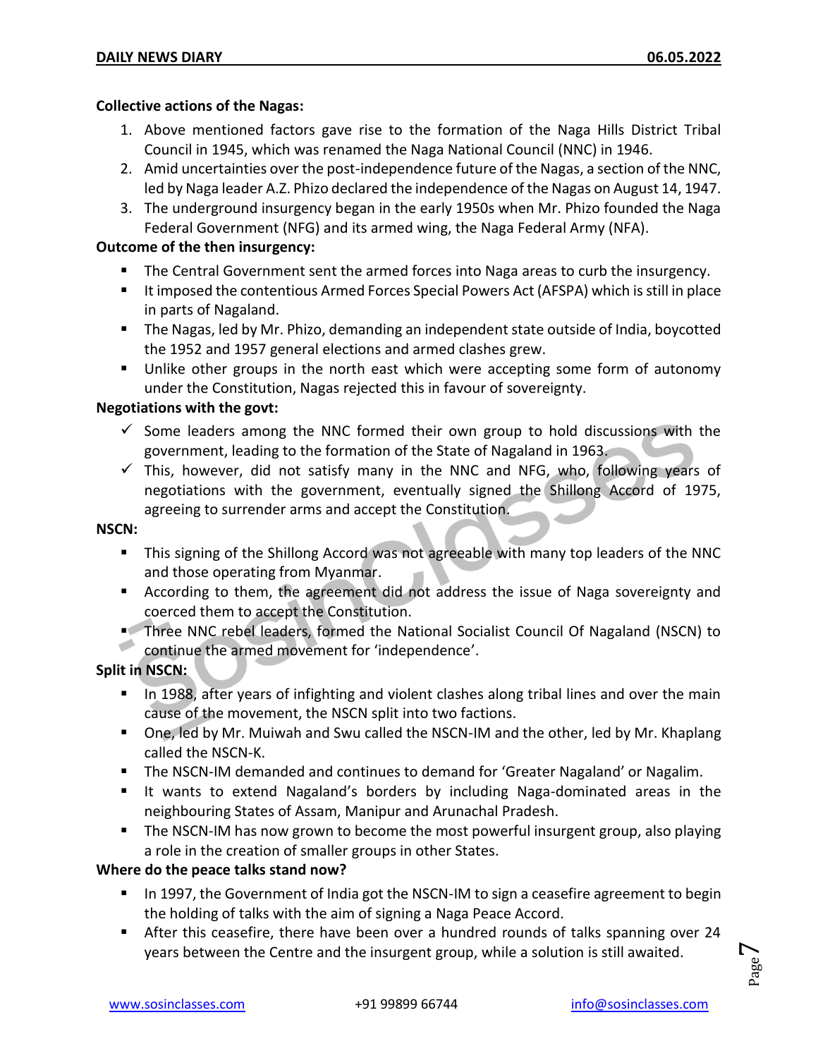**Collective actions of the Nagas:**

1. Above mentioned factors gave rise to the formation of the Naga Hills District Tribal Council in 1945, which was renamed the Naga National Council (NNC) in 1946.
2. Amid uncertainties over the post-independence future of the Nagas, a section of the NNC, led by Naga leader A.Z. Phizo declared the independence of the Nagas on August 14, 1947.
3. The underground insurgency began in the early 1950s when Mr. Phizo founded the Naga Federal Government (NFG) and its armed wing, the Naga Federal Army (NFA).

**Outcome of the then insurgency:**

- The Central Government sent the armed forces into Naga areas to curb the insurgency.
- It imposed the contentious Armed Forces Special Powers Act (AFSPA) which is still in place in parts of Nagaland.
- The Nagas, led by Mr. Phizo, demanding an independent state outside of India, boycotted the 1952 and 1957 general elections and armed clashes grew.
- Unlike other groups in the north east which were accepting some form of autonomy under the Constitution, Nagas rejected this in favour of sovereignty.

**Negotiations with the govt:**

- ✓ Some leaders among the NNC formed their own group to hold discussions with the government, leading to the formation of the State of Nagaland in 1963.
- ✓ This, however, did not satisfy many in the NNC and NFG, who, following years of negotiations with the government, eventually signed the Shillong Accord of 1975, agreeing to surrender arms and accept the Constitution.

**NSCN:**

- This signing of the Shillong Accord was not agreeable with many top leaders of the NNC and those operating from Myanmar.
- According to them, the agreement did not address the issue of Naga sovereignty and coerced them to accept the Constitution.
- Three NNC rebel leaders, formed the National Socialist Council Of Nagaland (NSCN) to continue the armed movement for 'independence'.

**Split in NSCN:**

- In 1988, after years of infighting and violent clashes along tribal lines and over the main cause of the movement, the NSCN split into two factions.
- One, led by Mr. Muiwah and Swu called the NSCN-IM and the other, led by Mr. Khaplang called the NSCN-K.
- The NSCN-IM demanded and continues to demand for 'Greater Nagaland' or Nagalim.
- It wants to extend Nagaland's borders by including Naga-dominated areas in the neighbouring States of Assam, Manipur and Arunachal Pradesh.
- The NSCN-IM has now grown to become the most powerful insurgent group, also playing a role in the creation of smaller groups in other States.

**Where do the peace talks stand now?**

- In 1997, the Government of India got the NSCN-IM to sign a ceasefire agreement to begin the holding of talks with the aim of signing a Naga Peace Accord.
- After this ceasefire, there have been over a hundred rounds of talks spanning over 24 years between the Centre and the insurgent group, while a solution is still awaited.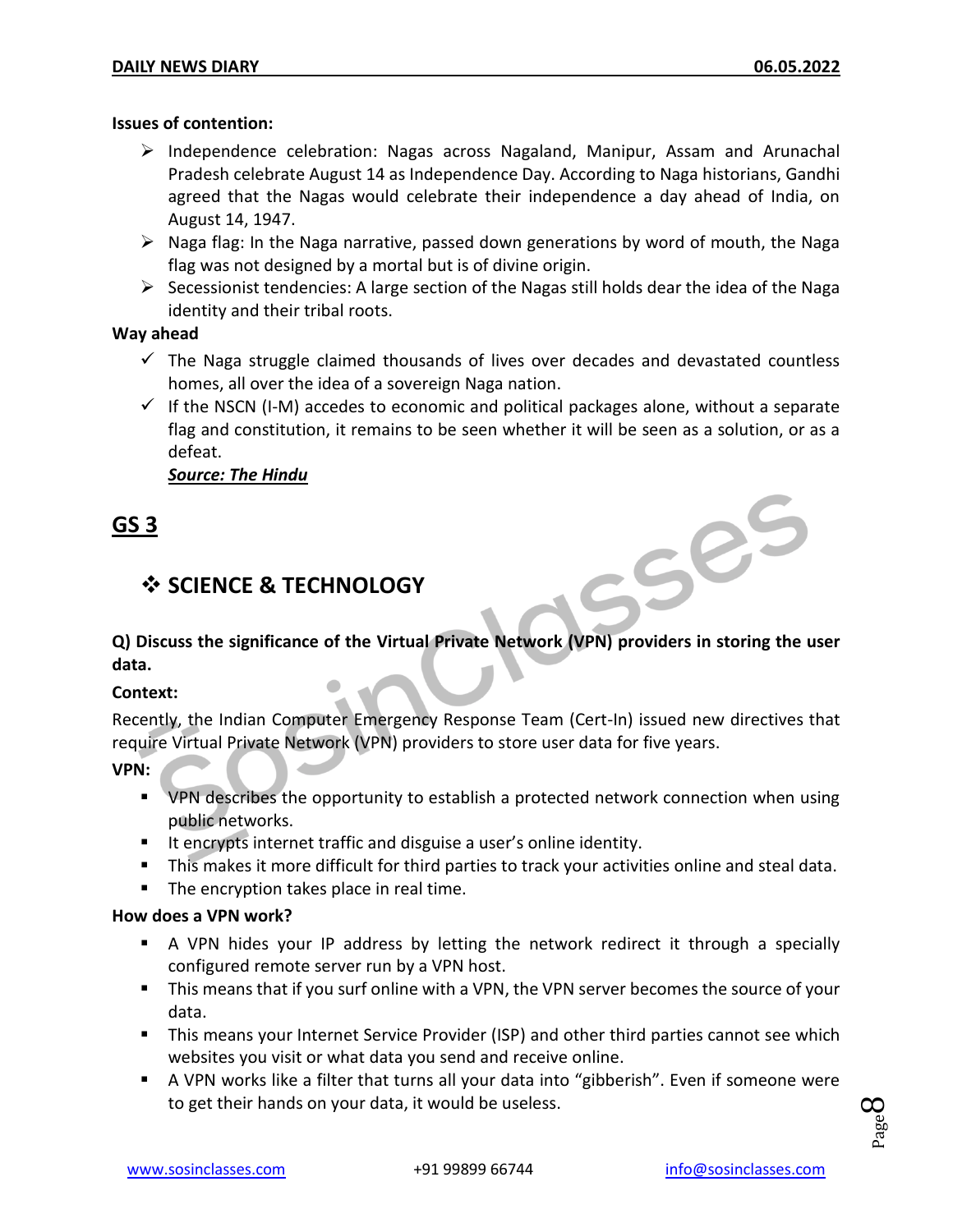**Issues of contention:**

- Independence celebration: Nagas across Nagaland, Manipur, Assam and Arunachal Pradesh celebrate August 14 as Independence Day. According to Naga historians, Gandhi agreed that the Nagas would celebrate their independence a day ahead of India, on August 14, 1947.
- Naga flag: In the Naga narrative, passed down generations by word of mouth, the Naga flag was not designed by a mortal but is of divine origin.
- Secessionist tendencies: A large section of the Nagas still holds dear the idea of the Naga identity and their tribal roots.

**Way ahead**

- ✓ The Naga struggle claimed thousands of lives over decades and devastated countless homes, all over the idea of a sovereign Naga nation.
- ✓ If the NSCN (I-M) accedes to economic and political packages alone, without a separate flag and constitution, it remains to be seen whether it will be seen as a solution, or as a defeat.

***Source: The Hindu***

## GS 3

### ❖ SCIENCE & TECHNOLOGY

**Q) Discuss the significance of the Virtual Private Network (VPN) providers in storing the user data.**

**Context:**

Recently, the Indian Computer Emergency Response Team (Cert-In) issued new directives that require Virtual Private Network (VPN) providers to store user data for five years.

**VPN:**

- VPN describes the opportunity to establish a protected network connection when using public networks.
- It encrypts internet traffic and disguise a user's online identity.
- This makes it more difficult for third parties to track your activities online and steal data.
- The encryption takes place in real time.

**How does a VPN work?**

- A VPN hides your IP address by letting the network redirect it through a specially configured remote server run by a VPN host.
- This means that if you surf online with a VPN, the VPN server becomes the source of your data.
- This means your Internet Service Provider (ISP) and other third parties cannot see which websites you visit or what data you send and receive online.
- A VPN works like a filter that turns all your data into "gibberish". Even if someone were to get their hands on your data, it would be useless.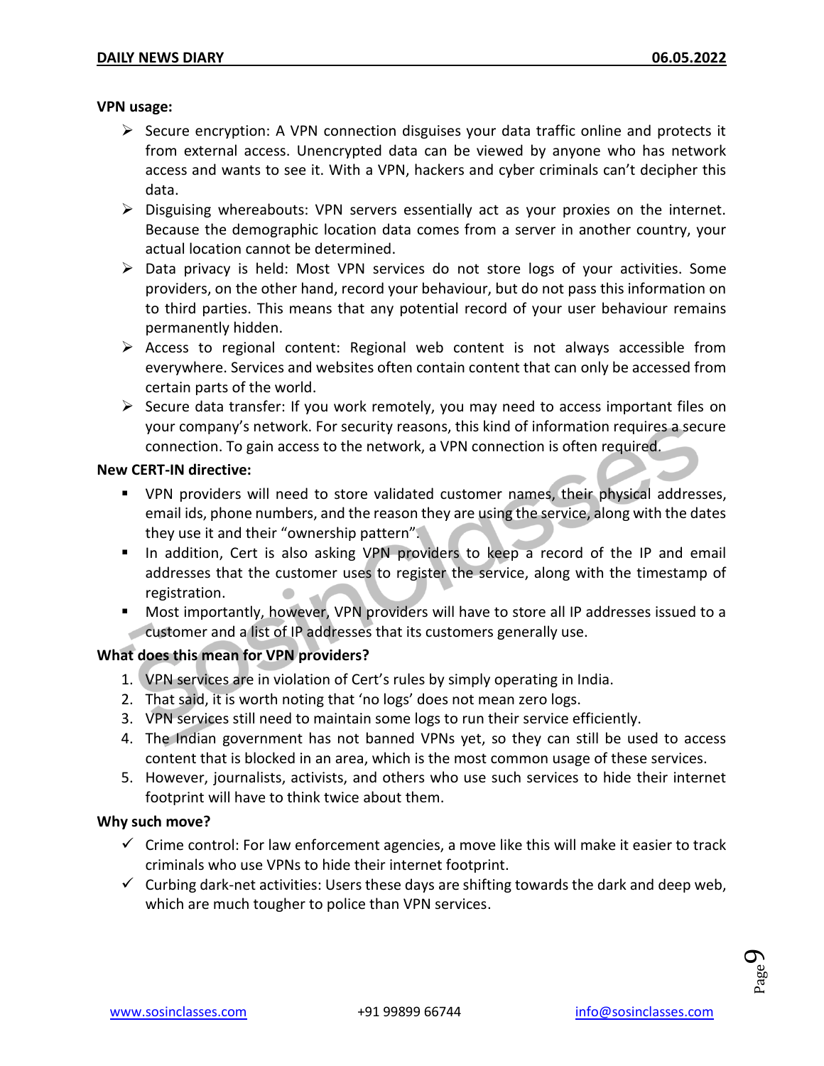**VPN usage:**

- Secure encryption: A VPN connection disguises your data traffic online and protects it from external access. Unencrypted data can be viewed by anyone who has network access and wants to see it. With a VPN, hackers and cyber criminals can't decipher this data.
- Disguising whereabouts: VPN servers essentially act as your proxies on the internet. Because the demographic location data comes from a server in another country, your actual location cannot be determined.
- Data privacy is held: Most VPN services do not store logs of your activities. Some providers, on the other hand, record your behaviour, but do not pass this information on to third parties. This means that any potential record of your user behaviour remains permanently hidden.
- Access to regional content: Regional web content is not always accessible from everywhere. Services and websites often contain content that can only be accessed from certain parts of the world.
- Secure data transfer: If you work remotely, you may need to access important files on your company's network. For security reasons, this kind of information requires a secure connection. To gain access to the network, a VPN connection is often required.

**New CERT-IN directive:**

- VPN providers will need to store validated customer names, their physical addresses, email ids, phone numbers, and the reason they are using the service, along with the dates they use it and their "ownership pattern".
- In addition, Cert is also asking VPN providers to keep a record of the IP and email addresses that the customer uses to register the service, along with the timestamp of registration.
- Most importantly, however, VPN providers will have to store all IP addresses issued to a customer and a list of IP addresses that its customers generally use.

**What does this mean for VPN providers?**

1. VPN services are in violation of Cert's rules by simply operating in India.
2. That said, it is worth noting that 'no logs' does not mean zero logs.
3. VPN services still need to maintain some logs to run their service efficiently.
4. The Indian government has not banned VPNs yet, so they can still be used to access content that is blocked in an area, which is the most common usage of these services.
5. However, journalists, activists, and others who use such services to hide their internet footprint will have to think twice about them.

**Why such move?**

- ✓ Crime control: For law enforcement agencies, a move like this will make it easier to track criminals who use VPNs to hide their internet footprint.
- ✓ Curbing dark-net activities: Users these days are shifting towards the dark and deep web, which are much tougher to police than VPN services.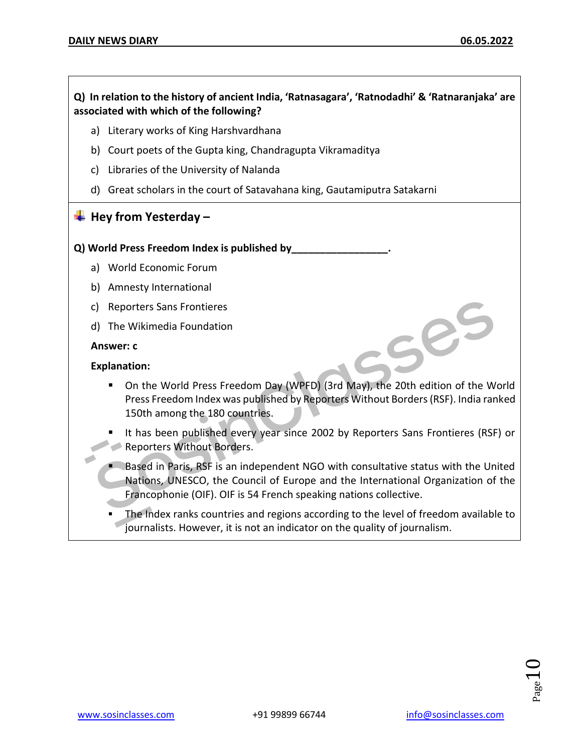**Q) In relation to the history of ancient India, 'Ratnasagara', 'Ratnodadhi' & 'Ratnaranjaka' are associated with which of the following?**

a) Literary works of King Harshvardhana

b) Court poets of the Gupta king, Chandragupta Vikramaditya

c) Libraries of the University of Nalanda

d) Great scholars in the court of Satavahana king, Gautamiputra Satakarni

## Hey from Yesterday –

**Q) World Press Freedom Index is published by_________________.**

a) World Economic Forum

b) Amnesty International

c) Reporters Sans Frontieres

d) The Wikimedia Foundation

**Answer: c**

**Explanation:**

- On the World Press Freedom Day (WPFD) (3rd May), the 20th edition of the World Press Freedom Index was published by Reporters Without Borders (RSF). India ranked 150th among the 180 countries.
- It has been published every year since 2002 by Reporters Sans Frontieres (RSF) or Reporters Without Borders.
- Based in Paris, RSF is an independent NGO with consultative status with the United Nations, UNESCO, the Council of Europe and the International Organization of the Francophonie (OIF). OIF is 54 French speaking nations collective.
- The Index ranks countries and regions according to the level of freedom available to journalists. However, it is not an indicator on the quality of journalism.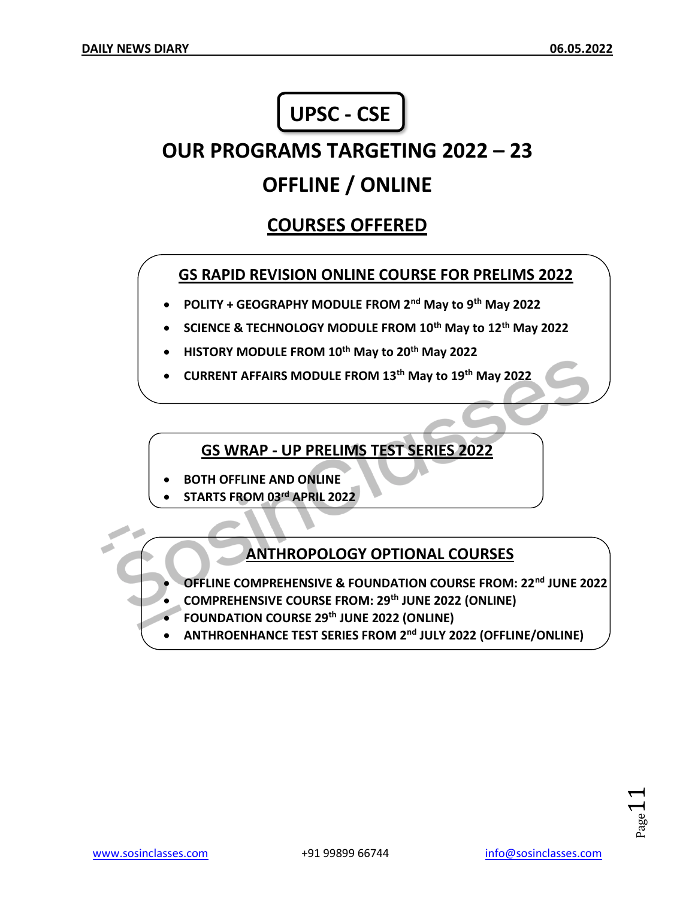# UPSC - CSE

## OUR PROGRAMS TARGETING 2022 – 23

## OFFLINE / ONLINE

### COURSES OFFERED

**GS RAPID REVISION ONLINE COURSE FOR PRELIMS 2022**

- **POLITY + GEOGRAPHY MODULE FROM 2nd May to 9th May 2022**
- **SCIENCE & TECHNOLOGY MODULE FROM 10th May to 12th May 2022**
- **HISTORY MODULE FROM 10th May to 20th May 2022**
- **CURRENT AFFAIRS MODULE FROM 13th May to 19th May 2022**

**GS WRAP - UP PRELIMS TEST SERIES 2022**

- **BOTH OFFLINE AND ONLINE**
- **STARTS FROM 03rd APRIL 2022**

**ANTHROPOLOGY OPTIONAL COURSES**

- **OFFLINE COMPREHENSIVE & FOUNDATION COURSE FROM: 22nd JUNE 2022**
- **COMPREHENSIVE COURSE FROM: 29th JUNE 2022 (ONLINE)**
- **FOUNDATION COURSE 29th JUNE 2022 (ONLINE)**
- **ANTHROENHANCE TEST SERIES FROM 2nd JULY 2022 (OFFLINE/ONLINE)**